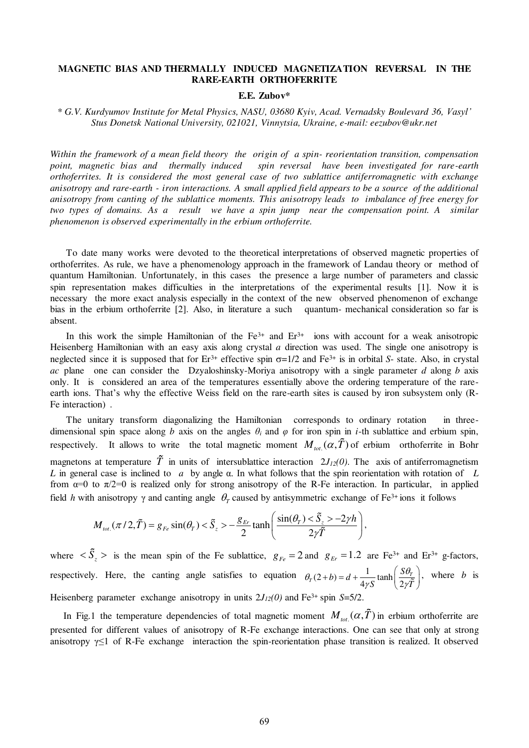# MAGNETIC BIAS AND THERMALLY INDUCED MAGNETIZATION REVERSAL IN THE RARE-EARTH ORTHOFERRITE

**E.E. Zubov***

*\* G.V. Kurdyumov Institute for Metal Physics, NASU, 03680 Kyiv, Acad. Vernadsky Boulevard 36, Vasyl' Stus Donetsk National University, 021021, Vinnytsia, Ukraine, e-mail: eezubov@ukr.net*

*Within the framework of a mean field theory the origin of a spin- reorientation transition, compensation point, magnetic bias and thermally induced spin reversal have been investigated for rare-earth orthoferrites. It is considered the most general case of two sublattice antiferromagnetic with exchange anisotropy and rare-earth - iron interactions. A small applied field appears to be a source of the additional anisotropy from canting of the sublattice moments. This anisotropy leads to imbalance of free energy for two types of domains. As a result we have a spin jump near the compensation point. A similar phenomenon is observed experimentally in the erbium orthoferrite.*

To date many works were devoted to the theoretical interpretations of observed magnetic properties of orthoferrites. As rule, we have a phenomenology approach in the framework of Landau theory or method of quantum Hamiltonian. Unfortunately, in this cases the presence a large number of parameters and classic spin representation makes difficulties in the interpretations of the experimental results [1]. Now it is necessary the more exact analysis especially in the context of the new observed phenomenon of exchange bias in the erbium orthoferrite [2]. Also, in literature a such quantum- mechanical consideration so far is absent.

In this work the simple Hamiltonian of the $Fe^{3+}$ and $Er^{3+}$ ions with account for a weak anisotropic Heisenberg Hamiltonian with an easy axis along crystal *a* direction was used. The single one anisotropy is neglected since it is supposed that for $Er^{3+}$ effective spin $\sigma$=1/2 and $Fe^{3+}$ is in orbital *S*- state. Also, in crystal *ac* plane one can consider the Dzyaloshinsky-Moriya anisotropy with a single parameter *d* along *b* axis only. It is considered an area of the temperatures essentially above the ordering temperature of the rare-earth ions. That's why the effective Weiss field on the rare-earth sites is caused by iron subsystem only (R-Fe interaction) .

The unitary transform diagonalizing the Hamiltonian corresponds to ordinary rotation in three-dimensional spin space along *b* axis on the angles $\theta_i$ and $\varphi$ for iron spin in *i*-th sublattice and erbium spin, respectively. It allows to write the total magnetic moment $M_{tot.}(\alpha,\tilde{T})$ of erbium orthoferrite in Bohr magnetons at temperature $\tilde{T}$ in units of intersublattice interaction $2J_{12}(0)$. The axis of antiferromagnetism *L* in general case is inclined to *a* by angle α. In what follows that the spin reorientation with rotation of *L* from α=0 to π/2=0 is realized only for strong anisotropy of the R-Fe interaction. In particular, in applied field *h* with anisotropy γ and canting angle $\theta_T$ caused by antisymmetric exchange of $Fe^{3+}$ ions it follows

$$M_{tot.}(\pi/2,\tilde{T}) = g_{Fe}\sin(\theta_T) < \tilde{S}_z > -\frac{g_{Er}}{2}\tanh\left(\frac{\sin(\theta_T) < \tilde{S}_z > -2\gamma h}{2\gamma\tilde{T}}\right),$$

where $< \tilde{S}_z >$ is the mean spin of the Fe sublattice, $g_{Fe} = 2$ and $g_{Er} = 1.2$ are $Fe^{3+}$ and $Er^{3+}$ g-factors, respectively. Here, the canting angle satisfies to equation $\theta_T(2+b) = d + \frac{1}{4\gamma S}\tanh\left(\frac{S\theta_T}{2\gamma\tilde{T}}\right)$, where *b* is Heisenberg parameter exchange anisotropy in units $2J_{12}(0)$ and $Fe^{3+}$ spin *S*=5/2.

In Fig.1 the temperature dependencies of total magnetic moment $M_{tot.}(\alpha,\tilde{T})$ in erbium orthoferrite are presented for different values of anisotropy of R-Fe exchange interactions. One can see that only at strong anisotropy γ≤1 of R-Fe exchange interaction the spin-reorientation phase transition is realized. It observed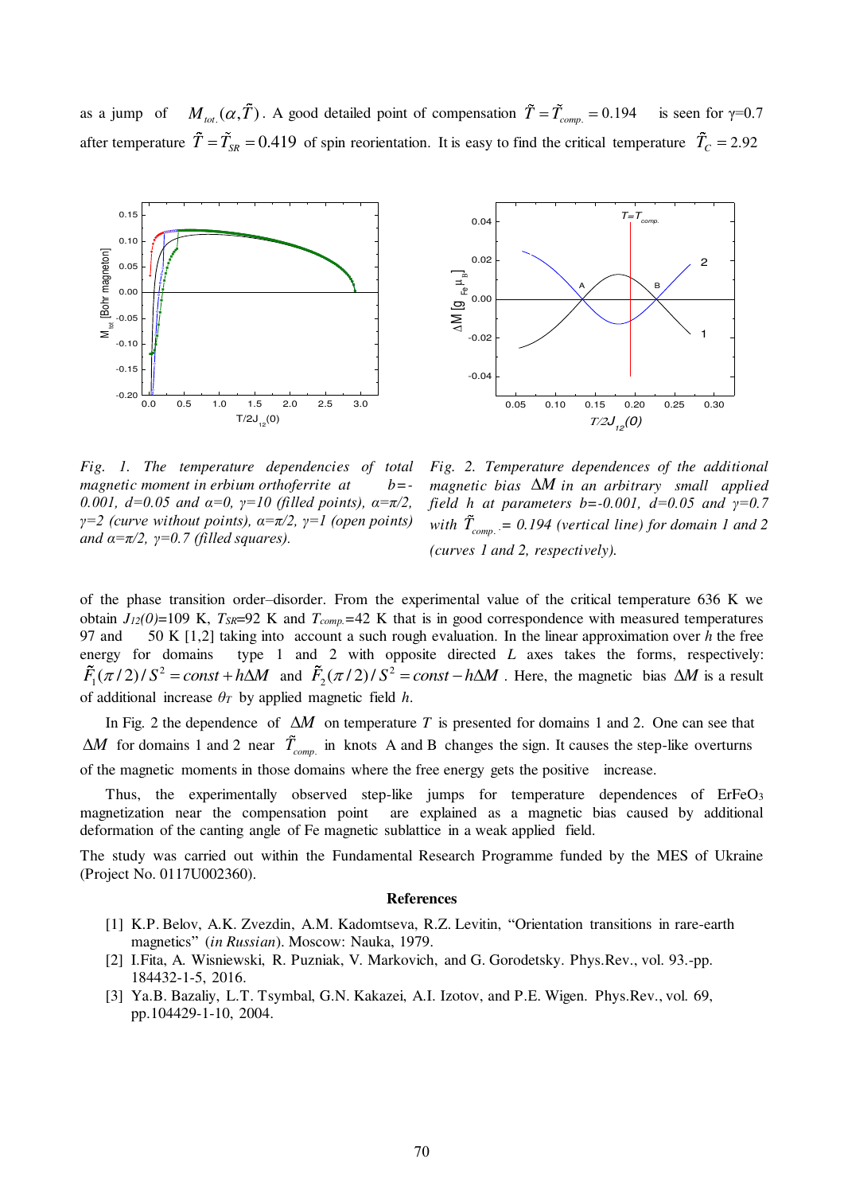as a jump of $M_{tot.}(\alpha, \tilde{T})$. A good detailed point of compensation $\tilde{T} = \tilde{T}_{comp.} = 0.194$ is seen for γ=0.7 after temperature $\tilde{T} = \tilde{T}_{SR} = 0.419$ of spin reorientation. It is easy to find the critical temperature $\tilde{T}_C = 2.92$

0.15
0.10
0.05
0.00
-0.05
-0.10
-0.15
-0.20
0.0 0.5 1.0 1.5 2.0 2.5 3.0
M_tot [Bohr magneton]
T/2J_12(0)

*Fig. 1. The temperature dependencies of total magnetic moment in erbium orthoferrite at b=-0.001, d=0.05 and α=0, γ=10 (filled points), α=π/2, γ=2 (curve without points), α=π/2, γ=1 (open points) and α=π/2, γ=0.7 (filled squares).*

T=T_comp.
0.04
0.02
0.00
-0.02
-0.04
0.05 0.10 0.15 0.20 0.25 0.30
ΔM [g_Fe μ_B]
T/2J_12(0)
A
B
1
2

*Fig. 2. Temperature dependences of the additional magnetic bias $\Delta M$ in an arbitrary small applied field h at parameters b=-0.001, d=0.05 and γ=0.7 with $\tilde{T}_{comp.}$ = 0.194 (vertical line) for domain 1 and 2 (curves 1 and 2, respectively).*

of the phase transition order–disorder. From the experimental value of the critical temperature 636 K we obtain $J_{12}(0)$=109 K, $T_{SR}$=92 K and $T_{comp.}$=42 K that is in good correspondence with measured temperatures 97 and 50 K [1,2] taking into account a such rough evaluation. In the linear approximation over $h$ the free energy for domains type 1 and 2 with opposite directed $L$ axes takes the forms, respectively: $\tilde{F}_1(\pi/2)/S^2 = const + h\Delta M$ and $\tilde{F}_2(\pi/2)/S^2 = const - h\Delta M$. Here, the magnetic bias $\Delta M$ is a result of additional increase $\theta_T$ by applied magnetic field $h$.

In Fig. 2 the dependence of $\Delta M$ on temperature $T$ is presented for domains 1 and 2. One can see that $\Delta M$ for domains 1 and 2 near $\tilde{T}_{comp.}$ in knots A and B changes the sign. It causes the step-like overturns of the magnetic moments in those domains where the free energy gets the positive increase.

Thus, the experimentally observed step-like jumps for temperature dependences of $ErFeO_3$ magnetization near the compensation point are explained as a magnetic bias caused by additional deformation of the canting angle of Fe magnetic sublattice in a weak applied field.

The study was carried out within the Fundamental Research Programme funded by the MES of Ukraine (Project No. 0117U002360).

## References

[1] K.P. Belov, A.K. Zvezdin, A.M. Kadomtseva, R.Z. Levitin, "Orientation transitions in rare-earth magnetics" (*in Russian*). Moscow: Nauka, 1979.

[2] I.Fita, A. Wisniewski, R. Puzniak, V. Markovich, and G. Gorodetsky. Phys.Rev., vol. 93.-pp. 184432-1-5, 2016.

[3] Ya.B. Bazaliy, L.T. Tsymbal, G.N. Kakazei, A.I. Izotov, and P.E. Wigen. Phys.Rev., vol. 69, pp.104429-1-10, 2004.